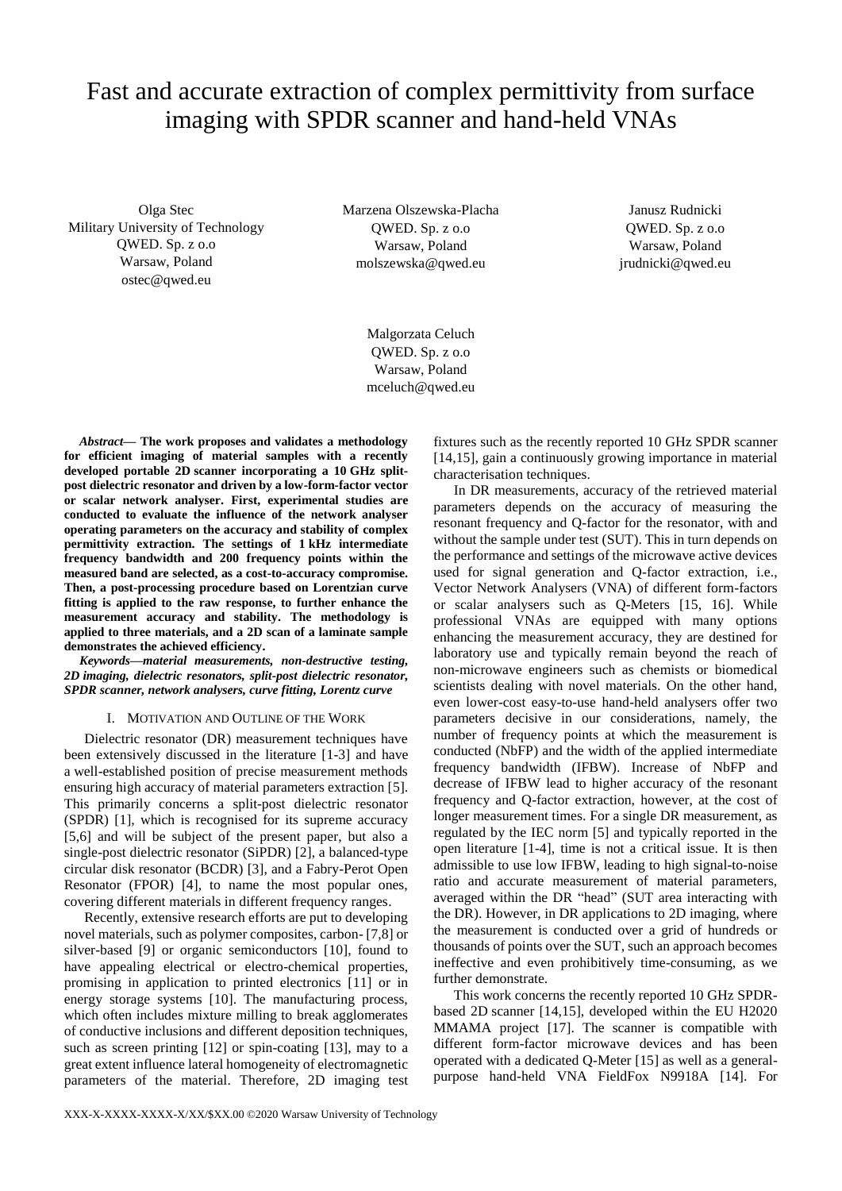# Fast and accurate extraction of complex permittivity from surface imaging with SPDR scanner and hand-held VNAs

Olga Stec
Military University of Technology
QWED. Sp. z o.o
Warsaw, Poland
ostec@qwed.eu

Marzena Olszewska-Placha
QWED. Sp. z o.o
Warsaw, Poland
molszewska@qwed.eu

Janusz Rudnicki
QWED. Sp. z o.o
Warsaw, Poland
jrudnicki@qwed.eu

Malgorzata Celuch
QWED. Sp. z o.o
Warsaw, Poland
mceluch@qwed.eu

***Abstract*— The work proposes and validates a methodology for efficient imaging of material samples with a recently developed portable 2D scanner incorporating a 10 GHz split-post dielectric resonator and driven by a low-form-factor vector or scalar network analyser. First, experimental studies are conducted to evaluate the influence of the network analyser operating parameters on the accuracy and stability of complex permittivity extraction. The settings of 1 kHz intermediate frequency bandwidth and 200 frequency points within the measured band are selected, as a cost-to-accuracy compromise. Then, a post-processing procedure based on Lorentzian curve fitting is applied to the raw response, to further enhance the measurement accuracy and stability. The methodology is applied to three materials, and a 2D scan of a laminate sample demonstrates the achieved efficiency.**

***Keywords—material measurements, non-destructive testing, 2D imaging, dielectric resonators, split-post dielectric resonator, SPDR scanner, network analysers, curve fitting, Lorentz curve***

## I. Motivation and Outline of the Work

Dielectric resonator (DR) measurement techniques have been extensively discussed in the literature [1-3] and have a well-established position of precise measurement methods ensuring high accuracy of material parameters extraction [5]. This primarily concerns a split-post dielectric resonator (SPDR) [1], which is recognised for its supreme accuracy [5,6] and will be subject of the present paper, but also a single-post dielectric resonator (SiPDR) [2], a balanced-type circular disk resonator (BCDR) [3], and a Fabry-Perot Open Resonator (FPOR) [4], to name the most popular ones, covering different materials in different frequency ranges.

Recently, extensive research efforts are put to developing novel materials, such as polymer composites, carbon- [7,8] or silver-based [9] or organic semiconductors [10], found to have appealing electrical or electro-chemical properties, promising in application to printed electronics [11] or in energy storage systems [10]. The manufacturing process, which often includes mixture milling to break agglomerates of conductive inclusions and different deposition techniques, such as screen printing [12] or spin-coating [13], may to a great extent influence lateral homogeneity of electromagnetic parameters of the material. Therefore, 2D imaging test fixtures such as the recently reported 10 GHz SPDR scanner [14,15], gain a continuously growing importance in material characterisation techniques.

In DR measurements, accuracy of the retrieved material parameters depends on the accuracy of measuring the resonant frequency and Q-factor for the resonator, with and without the sample under test (SUT). This in turn depends on the performance and settings of the microwave active devices used for signal generation and Q-factor extraction, i.e., Vector Network Analysers (VNA) of different form-factors or scalar analysers such as Q-Meters [15, 16]. While professional VNAs are equipped with many options enhancing the measurement accuracy, they are destined for laboratory use and typically remain beyond the reach of non-microwave engineers such as chemists or biomedical scientists dealing with novel materials. On the other hand, even lower-cost easy-to-use hand-held analysers offer two parameters decisive in our considerations, namely, the number of frequency points at which the measurement is conducted (NbFP) and the width of the applied intermediate frequency bandwidth (IFBW). Increase of NbFP and decrease of IFBW lead to higher accuracy of the resonant frequency and Q-factor extraction, however, at the cost of longer measurement times. For a single DR measurement, as regulated by the IEC norm [5] and typically reported in the open literature [1-4], time is not a critical issue. It is then admissible to use low IFBW, leading to high signal-to-noise ratio and accurate measurement of material parameters, averaged within the DR "head" (SUT area interacting with the DR). However, in DR applications to 2D imaging, where the measurement is conducted over a grid of hundreds or thousands of points over the SUT, such an approach becomes ineffective and even prohibitively time-consuming, as we further demonstrate.

This work concerns the recently reported 10 GHz SPDR-based 2D scanner [14,15], developed within the EU H2020 MMAMA project [17]. The scanner is compatible with different form-factor microwave devices and has been operated with a dedicated Q-Meter [15] as well as a general-purpose hand-held VNA FieldFox N9918A [14]. For

XXX-X-XXXX-XXXX-X/XX/$XX.00 ©2020 Warsaw University of Technology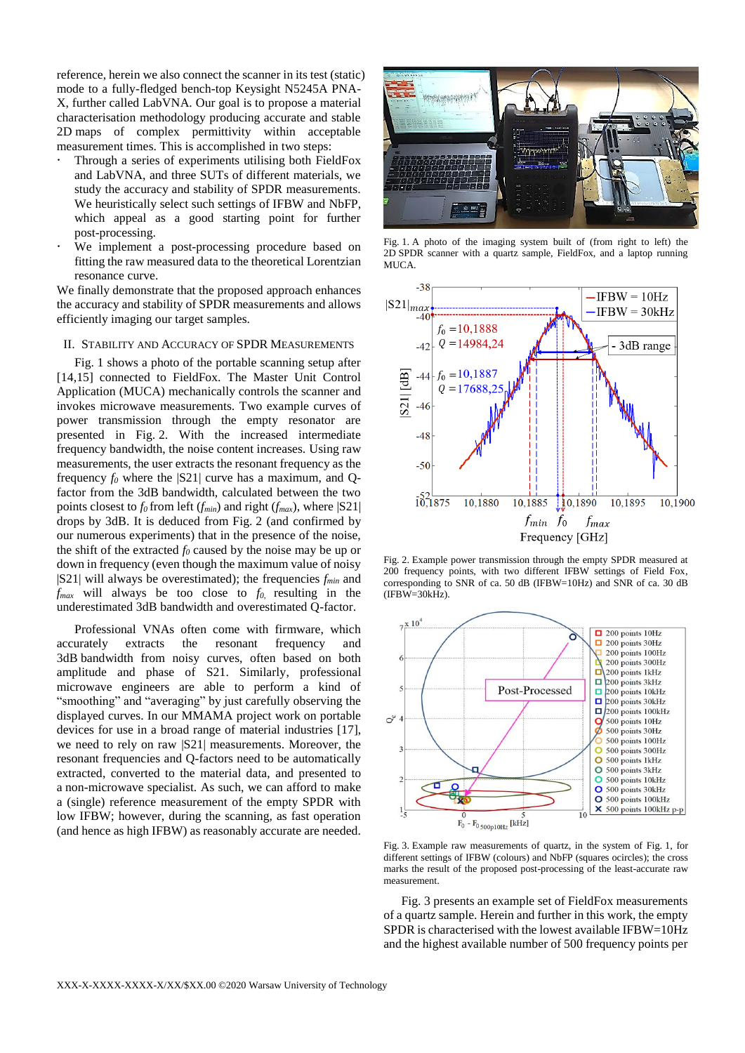reference, herein we also connect the scanner in its test (static) mode to a fully-fledged bench-top Keysight N5245A PNA-X, further called LabVNA. Our goal is to propose a material characterisation methodology producing accurate and stable 2D maps of complex permittivity within acceptable measurement times. This is accomplished in two steps:

- Through a series of experiments utilising both FieldFox and LabVNA, and three SUTs of different materials, we study the accuracy and stability of SPDR measurements. We heuristically select such settings of IFBW and NbFP, which appeal as a good starting point for further post-processing.
- We implement a post-processing procedure based on fitting the raw measured data to the theoretical Lorentzian resonance curve.

We finally demonstrate that the proposed approach enhances the accuracy and stability of SPDR measurements and allows efficiently imaging our target samples.

## II. Stability and Accuracy of SPDR Measurements

Fig. 1 shows a photo of the portable scanning setup after [14,15] connected to FieldFox. The Master Unit Control Application (MUCA) mechanically controls the scanner and invokes microwave measurements. Two example curves of power transmission through the empty resonator are presented in Fig. 2. With the increased intermediate frequency bandwidth, the noise content increases. Using raw measurements, the user extracts the resonant frequency as the frequency $f_0$ where the |S21| curve has a maximum, and Q-factor from the 3dB bandwidth, calculated between the two points closest to $f_0$ from left ($f_{min}$) and right ($f_{max}$), where |S21| drops by 3dB. It is deduced from Fig. 2 (and confirmed by our numerous experiments) that in the presence of the noise, the shift of the extracted $f_0$ caused by the noise may be up or down in frequency (even though the maximum value of noisy |S21| will always be overestimated); the frequencies $f_{min}$ and $f_{max}$ will always be too close to $f_0$, resulting in the underestimated 3dB bandwidth and overestimated Q-factor.

Professional VNAs often come with firmware, which accurately extracts the resonant frequency and 3dB bandwidth from noisy curves, often based on both amplitude and phase of S21. Similarly, professional microwave engineers are able to perform a kind of "smoothing" and "averaging" by just carefully observing the displayed curves. In our MMAMA project work on portable devices for use in a broad range of material industries [17], we need to rely on raw |S21| measurements. Moreover, the resonant frequencies and Q-factors need to be automatically extracted, converted to the material data, and presented to a non-microwave specialist. As such, we can afford to make a (single) reference measurement of the empty SPDR with low IFBW; however, during the scanning, as fast operation (and hence as high IFBW) as reasonably accurate are needed.

Fig. 1. A photo of the imaging system built of (from right to left) the 2D SPDR scanner with a quartz sample, FieldFox, and a laptop running MUCA.

Fig. 2. Example power transmission through the empty SPDR measured at 200 frequency points, with two different IFBW settings of Field Fox, corresponding to SNR of ca. 50 dB (IFBW=10Hz) and SNR of ca. 30 dB (IFBW=30kHz).

Fig. 3. Example raw measurements of quartz, in the system of Fig. 1, for different settings of IFBW (colours) and NbFP (squares ocircles); the cross marks the result of the proposed post-processing of the least-accurate raw measurement.

Fig. 3 presents an example set of FieldFox measurements of a quartz sample. Herein and further in this work, the empty SPDR is characterised with the lowest available IFBW=10Hz and the highest available number of 500 frequency points per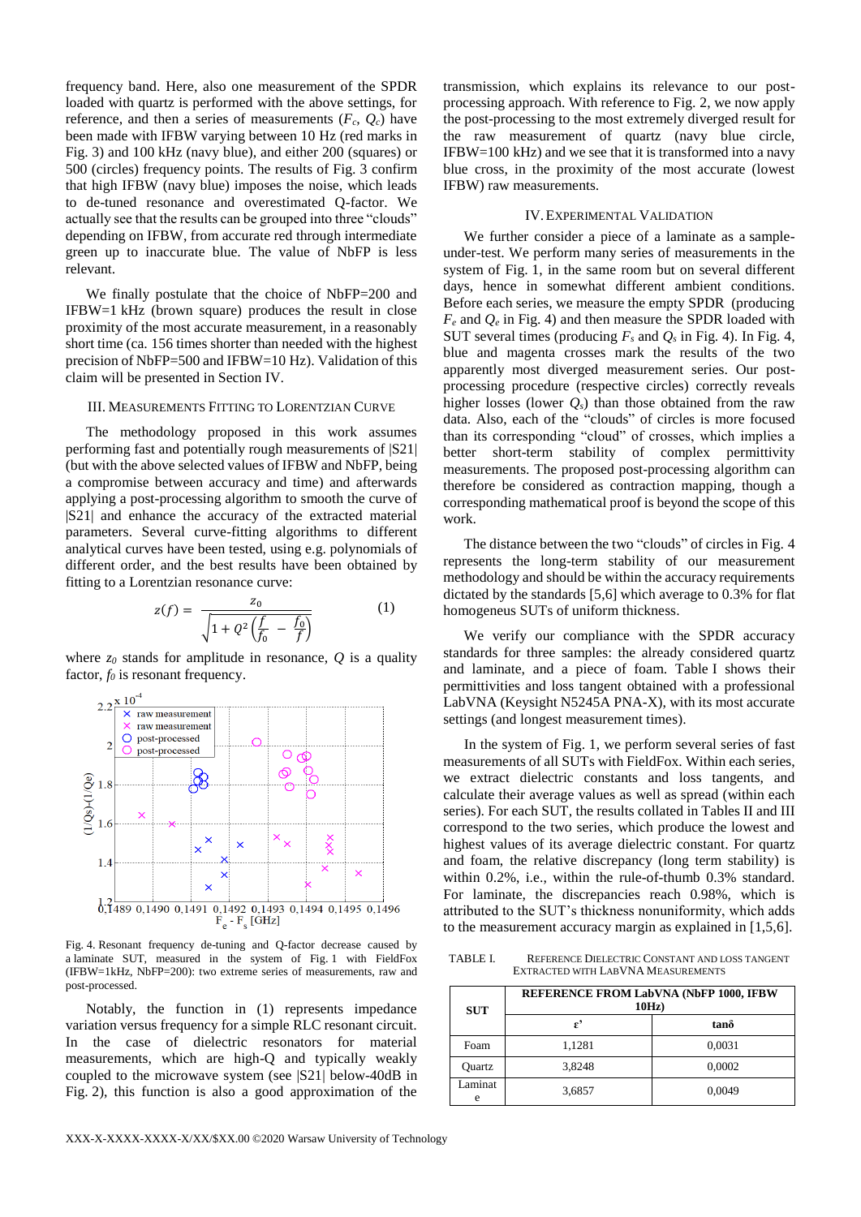frequency band. Here, also one measurement of the SPDR loaded with quartz is performed with the above settings, for reference, and then a series of measurements ($F_c$, $Q_c$) have been made with IFBW varying between 10 Hz (red marks in Fig. 3) and 100 kHz (navy blue), and either 200 (squares) or 500 (circles) frequency points. The results of Fig. 3 confirm that high IFBW (navy blue) imposes the noise, which leads to de-tuned resonance and overestimated Q-factor. We actually see that the results can be grouped into three "clouds" depending on IFBW, from accurate red through intermediate green up to inaccurate blue. The value of NbFP is less relevant.

We finally postulate that the choice of NbFP=200 and IFBW=1 kHz (brown square) produces the result in close proximity of the most accurate measurement, in a reasonably short time (ca. 156 times shorter than needed with the highest precision of NbFP=500 and IFBW=10 Hz). Validation of this claim will be presented in Section IV.

## III. Measurements Fitting to Lorentzian Curve

The methodology proposed in this work assumes performing fast and potentially rough measurements of |S21| (but with the above selected values of IFBW and NbFP, being a compromise between accuracy and time) and afterwards applying a post-processing algorithm to smooth the curve of |S21| and enhance the accuracy of the extracted material parameters. Several curve-fitting algorithms to different analytical curves have been tested, using e.g. polynomials of different order, and the best results have been obtained by fitting to a Lorentzian resonance curve:

$$z(f) = \frac{z_0}{\sqrt{1 + Q^2\left(\frac{f}{f_0} - \frac{f_0}{f}\right)}} \qquad (1)$$

where $z_0$ stands for amplitude in resonance, $Q$ is a quality factor, $f_0$ is resonant frequency.

Fig. 4. Resonant frequency de-tuning and Q-factor decrease caused by a laminate SUT, measured in the system of Fig. 1 with FieldFox (IFBW=1kHz, NbFP=200): two extreme series of measurements, raw and post-processed.

Notably, the function in (1) represents impedance variation versus frequency for a simple RLC resonant circuit. In the case of dielectric resonators for material measurements, which are high-Q and typically weakly coupled to the microwave system (see |S21| below-40dB in Fig. 2), this function is also a good approximation of the transmission, which explains its relevance to our post-processing approach. With reference to Fig. 2, we now apply the post-processing to the most extremely diverged result for the raw measurement of quartz (navy blue circle, IFBW=100 kHz) and we see that it is transformed into a navy blue cross, in the proximity of the most accurate (lowest IFBW) raw measurements.

## IV. Experimental Validation

We further consider a piece of a laminate as a sample-under-test. We perform many series of measurements in the system of Fig. 1, in the same room but on several different days, hence in somewhat different ambient conditions. Before each series, we measure the empty SPDR (producing $F_e$ and $Q_e$ in Fig. 4) and then measure the SPDR loaded with SUT several times (producing $F_s$ and $Q_s$ in Fig. 4). In Fig. 4, blue and magenta crosses mark the results of the two apparently most diverged measurement series. Our post-processing procedure (respective circles) correctly reveals higher losses (lower $Q_s$) than those obtained from the raw data. Also, each of the "clouds" of circles is more focused than its corresponding "cloud" of crosses, which implies a better short-term stability of complex permittivity measurements. The proposed post-processing algorithm can therefore be considered as contraction mapping, though a corresponding mathematical proof is beyond the scope of this work.

The distance between the two "clouds" of circles in Fig. 4 represents the long-term stability of our measurement methodology and should be within the accuracy requirements dictated by the standards [5,6] which average to 0.3% for flat homogeneus SUTs of uniform thickness.

We verify our compliance with the SPDR accuracy standards for three samples: the already considered quartz and laminate, and a piece of foam. Table I shows their permittivities and loss tangent obtained with a professional LabVNA (Keysight N5245A PNA-X), with its most accurate settings (and longest measurement times).

In the system of Fig. 1, we perform several series of fast measurements of all SUTs with FieldFox. Within each series, we extract dielectric constants and loss tangents, and calculate their average values as well as spread (within each series). For each SUT, the results collated in Tables II and III correspond to the two series, which produce the lowest and highest values of its average dielectric constant. For quartz and foam, the relative discrepancy (long term stability) is within 0.2%, i.e., within the rule-of-thumb 0.3% standard. For laminate, the discrepancies reach 0.98%, which is attributed to the SUT's thickness nonuniformity, which adds to the measurement accuracy margin as explained in [1,5,6].

TABLE I. Reference Dielectric Constant and Loss Tangent Extracted with LabVNA Measurements

| SUT | REFERENCE FROM LabVNA (NbFP 1000, IFBW 10Hz) | |
|---|---|---|
| | ε' | tanδ |
| Foam | 1,1281 | 0,0031 |
| Quartz | 3,8248 | 0,0002 |
| Laminate | 3,6857 | 0,0049 |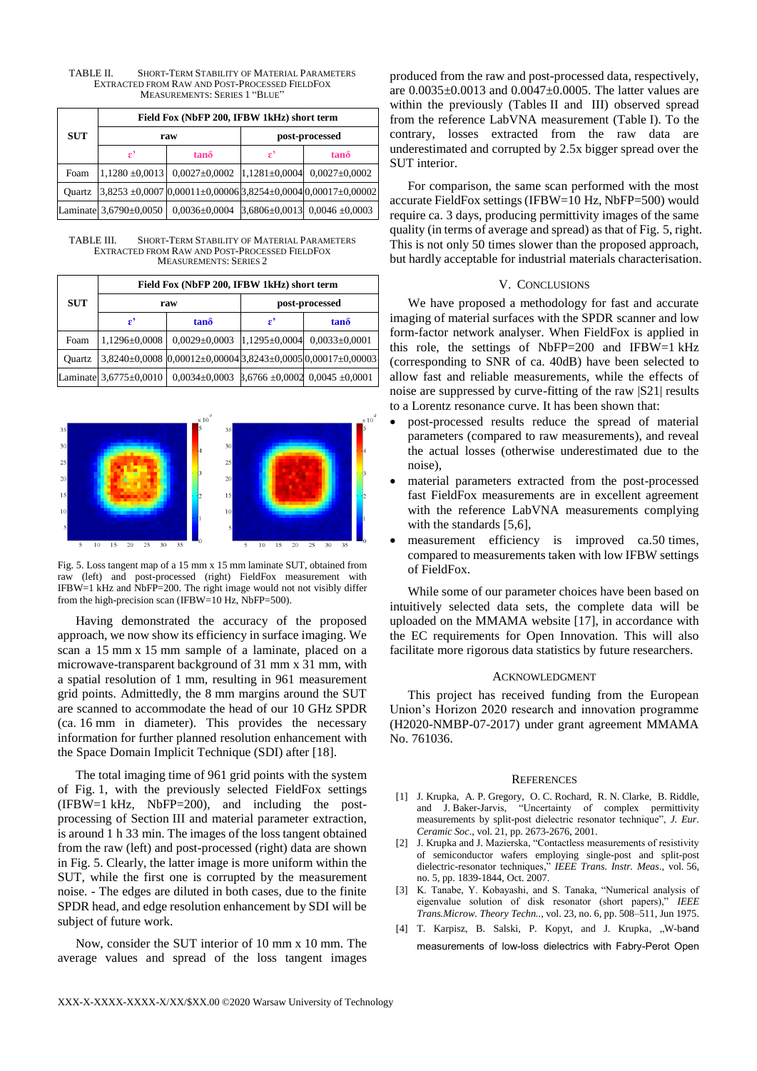TABLE II. SHORT-TERM STABILITY OF MATERIAL PARAMETERS EXTRACTED FROM RAW AND POST-PROCESSED FIELDFOX MEASUREMENTS: SERIES 1 "BLUE"

| SUT | Field Fox (NbFP 200, IFBW 1kHz) short term | | | |
|---|---|---|---|---|
| | raw | | post-processed | |
| | ε' | tanδ | ε' | tanδ |
| Foam | 1,1280 ±0,0013 | 0,0027±0,0002 | 1,1281±0,0004 | 0,0027±0,0002 |
| Quartz | 3,8253 ±0,0007 | 0,00011±0,00006 | 3,8254±0,0004 | 0,00017±0,00002 |
| Laminate | 3,6790±0,0050 | 0,0036±0,0004 | 3,6806±0,0013 | 0,0046 ±0,0003 |

TABLE III. SHORT-TERM STABILITY OF MATERIAL PARAMETERS EXTRACTED FROM RAW AND POST-PROCESSED FIELDFOX MEASUREMENTS: SERIES 2

| SUT | Field Fox (NbFP 200, IFBW 1kHz) short term | | | |
|---|---|---|---|---|
| | raw | | post-processed | |
| | ε' | tanδ | ε' | tanδ |
| Foam | 1,1296±0,0008 | 0,0029±0,0003 | 1,1295±0,0004 | 0,0033±0,0001 |
| Quartz | 3,8240±0,0008 | 0,00012±0,00004 | 3,8243±0,0005 | 0,00017±0,00003 |
| Laminate | 3,6775±0,0010 | 0,0034±0,0003 | 3,6766 ±0,0002 | 0,0045 ±0,0001 |

Fig. 5. Loss tangent map of a 15 mm x 15 mm laminate SUT, obtained from raw (left) and post-processed (right) FieldFox measurement with IFBW=1 kHz and NbFP=200. The right image would not not visibly differ from the high-precision scan (IFBW=10 Hz, NbFP=500).

Having demonstrated the accuracy of the proposed approach, we now show its efficiency in surface imaging. We scan a 15 mm x 15 mm sample of a laminate, placed on a microwave-transparent background of 31 mm x 31 mm, with a spatial resolution of 1 mm, resulting in 961 measurement grid points. Admittedly, the 8 mm margins around the SUT are scanned to accommodate the head of our 10 GHz SPDR (ca. 16 mm in diameter). This provides the necessary information for further planned resolution enhancement with the Space Domain Implicit Technique (SDI) after [18].

The total imaging time of 961 grid points with the system of Fig. 1, with the previously selected FieldFox settings (IFBW=1 kHz, NbFP=200), and including the post-processing of Section III and material parameter extraction, is around 1 h 33 min. The images of the loss tangent obtained from the raw (left) and post-processed (right) data are shown in Fig. 5. Clearly, the latter image is more uniform within the SUT, while the first one is corrupted by the measurement noise. - The edges are diluted in both cases, due to the finite SPDR head, and edge resolution enhancement by SDI will be subject of future work.

Now, consider the SUT interior of 10 mm x 10 mm. The average values and spread of the loss tangent images produced from the raw and post-processed data, respectively, are 0.0035±0.0013 and 0.0047±0.0005. The latter values are within the previously (Tables II and III) observed spread from the reference LabVNA measurement (Table I). To the contrary, losses extracted from the raw data are underestimated and corrupted by 2.5x bigger spread over the SUT interior.

For comparison, the same scan performed with the most accurate FieldFox settings (IFBW=10 Hz, NbFP=500) would require ca. 3 days, producing permittivity images of the same quality (in terms of average and spread) as that of Fig. 5, right. This is not only 50 times slower than the proposed approach, but hardly acceptable for industrial materials characterisation.

## V. CONCLUSIONS

We have proposed a methodology for fast and accurate imaging of material surfaces with the SPDR scanner and low form-factor network analyser. When FieldFox is applied in this role, the settings of NbFP=200 and IFBW=1 kHz (corresponding to SNR of ca. 40dB) have been selected to allow fast and reliable measurements, while the effects of noise are suppressed by curve-fitting of the raw |S21| results to a Lorentz resonance curve. It has been shown that:

- post-processed results reduce the spread of material parameters (compared to raw measurements), and reveal the actual losses (otherwise underestimated due to the noise),
- material parameters extracted from the post-processed fast FieldFox measurements are in excellent agreement with the reference LabVNA measurements complying with the standards [5,6],
- measurement efficiency is improved ca.50 times, compared to measurements taken with low IFBW settings of FieldFox.

While some of our parameter choices have been based on intuitively selected data sets, the complete data will be uploaded on the MMAMA website [17], in accordance with the EC requirements for Open Innovation. This will also facilitate more rigorous data statistics by future researchers.

## ACKNOWLEDGMENT

This project has received funding from the European Union's Horizon 2020 research and innovation programme (H2020-NMBP-07-2017) under grant agreement MMAMA No. 761036.

## REFERENCES

[1] J. Krupka, A. P. Gregory, O. C. Rochard, R. N. Clarke, B. Riddle, and J. Baker-Jarvis, "Uncertainty of complex permittivity measurements by split-post dielectric resonator technique", *J. Eur. Ceramic Soc.*, vol. 21, pp. 2673-2676, 2001.

[2] J. Krupka and J. Mazierska, "Contactless measurements of resistivity of semiconductor wafers employing single-post and split-post dielectric-resonator techniques," *IEEE Trans. Instr. Meas*., vol. 56, no. 5, pp. 1839-1844, Oct. 2007.

[3] K. Tanabe, Y. Kobayashi, and S. Tanaka, "Numerical analysis of eigenvalue solution of disk resonator (short papers)," *IEEE Trans.Microw. Theory Techn.*, vol. 23, no. 6, pp. 508–511, Jun 1975.

[4] T. Karpisz, B. Salski, P. Kopyt, and J. Krupka, „W-band measurements of low-loss dielectrics with Fabry-Perot Open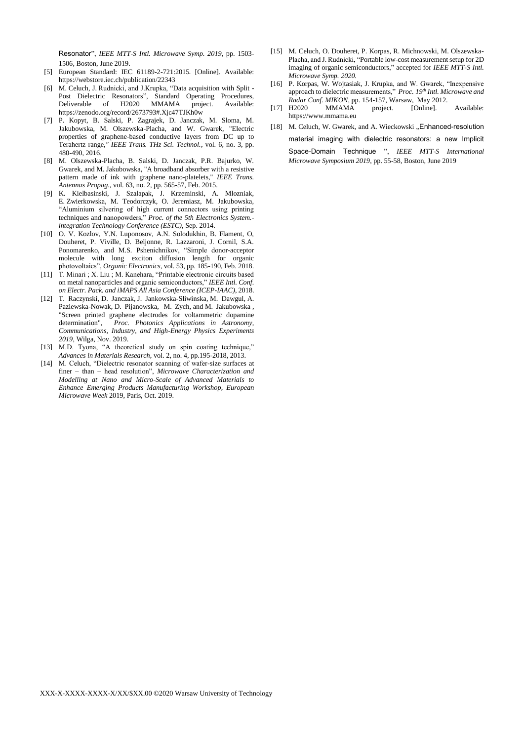Resonator", *IEEE MTT-S Intl. Microwave Symp. 2019*, pp. 1503-1506, Boston, June 2019.

[5] European Standard: IEC 61189-2-721:2015. [Online]. Available: https://webstore.iec.ch/publication/22343

[6] M. Celuch, J. Rudnicki, and J.Krupka, "Data acquisition with Split - Post Dielectric Resonators", Standard Operating Procedures, Deliverable of H2020 MMAMA project. Available: https://zenodo.org/record/2673793#.Xjc47TJKh0w

[7] P. Kopyt, B. Salski, P. Zagrajek, D. Janczak, M. Sloma, M. Jakubowska, M. Olszewska-Placha, and W. Gwarek, "Electric properties of graphene-based conductive layers from DC up to Terahertz range," *IEEE Trans. THz Sci. Technol.*, vol. 6, no. 3, pp. 480-490, 2016.

[8] M. Olszewska-Placha, B. Salski, D. Janczak, P.R. Bajurko, W. Gwarek, and M. Jakubowska, "A broadband absorber with a resistive pattern made of ink with graphene nano-platelets," *IEEE Trans. Antennas Propag.*, vol. 63, no. 2, pp. 565-57, Feb. 2015.

[9] K. Kielbasinski, J. Szalapak, J. Krzeminski, A. Mlozniak, E. Zwierkowska, M. Teodorczyk, O. Jeremiasz, M. Jakubowska, "Aluminium silvering of high current connectors using printing techniques and nanopowders," *Proc. of the 5th Electronics System.-integration Technology Conference (ESTC)*, Sep. 2014.

[10] O. V. Kozlov, Y.N. Luponosov, A.N. Solodukhin, B. Flament, O, Douheret, P. Viville, D. Beljonne, R. Lazzaroni, J. Cornil, S.A. Ponomarenko, and M.S. Pshenichnikov, "Simple donor-acceptor molecule with long exciton diffusion length for organic photovoltaics", *Organic Electronics*, vol. 53, pp. 185-190, Feb. 2018.

[11] T. Minari ; X. Liu ; M. Kanehara, "Printable electronic circuits based on metal nanoparticles and organic semiconductors," *IEEE Intl. Conf. on Electr. Pack. and iMAPS All Asia Conference (ICEP-IAAC)*, 2018.

[12] T. Raczynski, D. Janczak, J. Jankowska-Sliwinska, M. Dawgul, A. Paziewska-Nowak, D. Pijanowska, M. Zych, and M. Jakubowska , "Screen printed graphene electrodes for voltammetric dopamine determination", *Proc. Photonics Applications in Astronomy, Communications, Industry, and High-Energy Physics Experiments 2019*, Wilga, Nov. 2019.

[13] M.D. Tyona, "A theoretical study on spin coating technique," *Advances in Materials Research*, vol. 2, no. 4, pp.195-2018, 2013.

[14] M. Celuch, "Dielectric resonator scanning of wafer-size surfaces at finer – than – head resolution", *Microwave Characterization and Modelling at Nano and Micro-Scale of Advanced Materials to Enhance Emerging Products Manufacturing Workshop, European Microwave Week* 2019, Paris, Oct. 2019.

[15] M. Celuch, O. Douheret, P. Korpas, R. Michnowski, M. Olszewska-Placha, and J. Rudnicki, "Portable low-cost measurement setup for 2D imaging of organic semiconductors," accepted for *IEEE MTT-S Intl. Microwave Symp. 2020.*

[16] P. Korpas, W. Wojtasiak, J. Krupka, and W. Gwarek, "Inexpensive approach to dielectric measurements," *Proc. 19th Intl. Microwave and Radar Conf. MIKON*, pp. 154-157, Warsaw, May 2012.

[17] H2020 MMAMA project. [Online]. Available: https://www.mmama.eu

[18] M. Celuch, W. Gwarek, and A. Wieckowski „Enhanced-resolution material imaging with dielectric resonators: a new Implicit Space-Domain Technique ", *IEEE MTT-S International Microwave Symposium 2019*, pp. 55-58, Boston, June 2019

XXX-X-XXXX-XXXX-X/XX/$XX.00 ©2020 Warsaw University of Technology